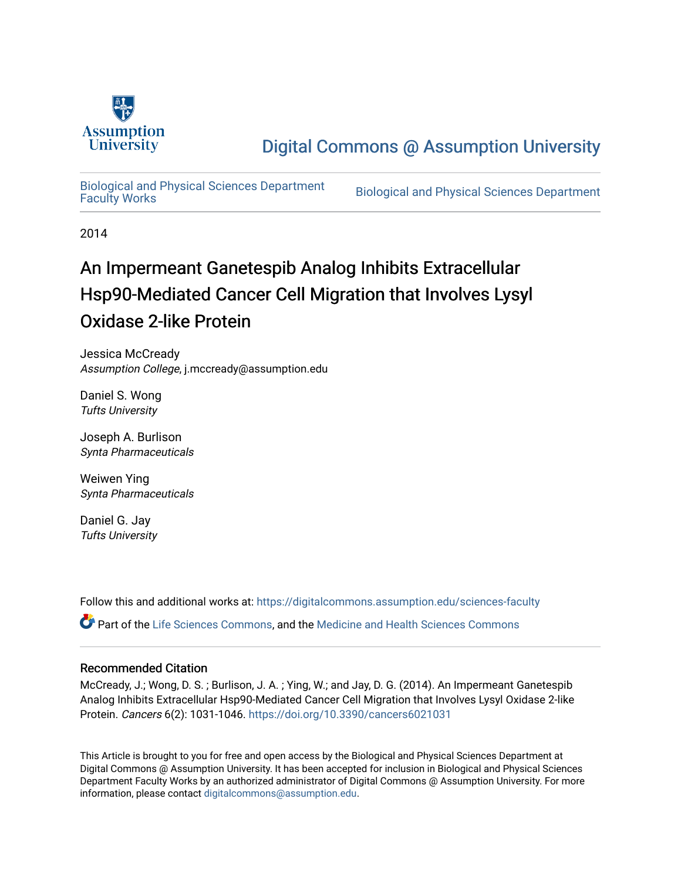Assumption University

Digital Commons @ Assumption University

Biological and Physical Sciences Department Faculty Works

Biological and Physical Sciences Department

2014

# An Impermeant Ganetespib Analog Inhibits Extracellular Hsp90-Mediated Cancer Cell Migration that Involves Lysyl Oxidase 2-like Protein

Jessica McCready
*Assumption College*, j.mccready@assumption.edu

Daniel S. Wong
*Tufts University*

Joseph A. Burlison
*Synta Pharmaceuticals*

Weiwen Ying
*Synta Pharmaceuticals*

Daniel G. Jay
*Tufts University*

Follow this and additional works at: https://digitalcommons.assumption.edu/sciences-faculty

Part of the Life Sciences Commons, and the Medicine and Health Sciences Commons

## Recommended Citation

McCready, J.; Wong, D. S. ; Burlison, J. A. ; Ying, W.; and Jay, D. G. (2014). An Impermeant Ganetespib Analog Inhibits Extracellular Hsp90-Mediated Cancer Cell Migration that Involves Lysyl Oxidase 2-like Protein. *Cancers* 6(2): 1031-1046. https://doi.org/10.3390/cancers6021031

This Article is brought to you for free and open access by the Biological and Physical Sciences Department at Digital Commons @ Assumption University. It has been accepted for inclusion in Biological and Physical Sciences Department Faculty Works by an authorized administrator of Digital Commons @ Assumption University. For more information, please contact digitalcommons@assumption.edu.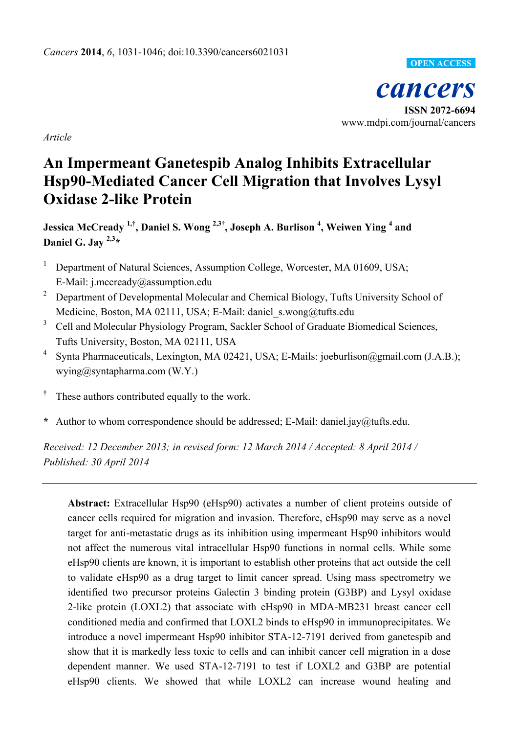Cancers 2014, 6, 1031-1046; doi:10.3390/cancers6021031

OPEN ACCESS

**cancers**

ISSN 2072-6694
www.mdpi.com/journal/cancers

*Article*

# An Impermeant Ganetespib Analog Inhibits Extracellular Hsp90-Mediated Cancer Cell Migration that Involves Lysyl Oxidase 2-like Protein

**Jessica McCready [1,†], Daniel S. Wong [2,3†], Joseph A. Burlison [4], Weiwen Ying [4] and Daniel G. Jay [2,3]\***

[1] Department of Natural Sciences, Assumption College, Worcester, MA 01609, USA; E-Mail: j.mccready@assumption.edu

[2] Department of Developmental Molecular and Chemical Biology, Tufts University School of Medicine, Boston, MA 02111, USA; E-Mail: daniel_s.wong@tufts.edu

[3] Cell and Molecular Physiology Program, Sackler School of Graduate Biomedical Sciences, Tufts University, Boston, MA 02111, USA

[4] Synta Pharmaceuticals, Lexington, MA 02421, USA; E-Mails: joeburlison@gmail.com (J.A.B.); wying@syntapharma.com (W.Y.)

[†] These authors contributed equally to the work.

\* Author to whom correspondence should be addressed; E-Mail: daniel.jay@tufts.edu.

*Received: 12 December 2013; in revised form: 12 March 2014 / Accepted: 8 April 2014 / Published: 30 April 2014*

---

**Abstract:** Extracellular Hsp90 (eHsp90) activates a number of client proteins outside of cancer cells required for migration and invasion. Therefore, eHsp90 may serve as a novel target for anti-metastatic drugs as its inhibition using impermeant Hsp90 inhibitors would not affect the numerous vital intracellular Hsp90 functions in normal cells. While some eHsp90 clients are known, it is important to establish other proteins that act outside the cell to validate eHsp90 as a drug target to limit cancer spread. Using mass spectrometry we identified two precursor proteins Galectin 3 binding protein (G3BP) and Lysyl oxidase 2-like protein (LOXL2) that associate with eHsp90 in MDA-MB231 breast cancer cell conditioned media and confirmed that LOXL2 binds to eHsp90 in immunoprecipitates. We introduce a novel impermeant Hsp90 inhibitor STA-12-7191 derived from ganetespib and show that it is markedly less toxic to cells and can inhibit cancer cell migration in a dose dependent manner. We used STA-12-7191 to test if LOXL2 and G3BP are potential eHsp90 clients. We showed that while LOXL2 can increase wound healing and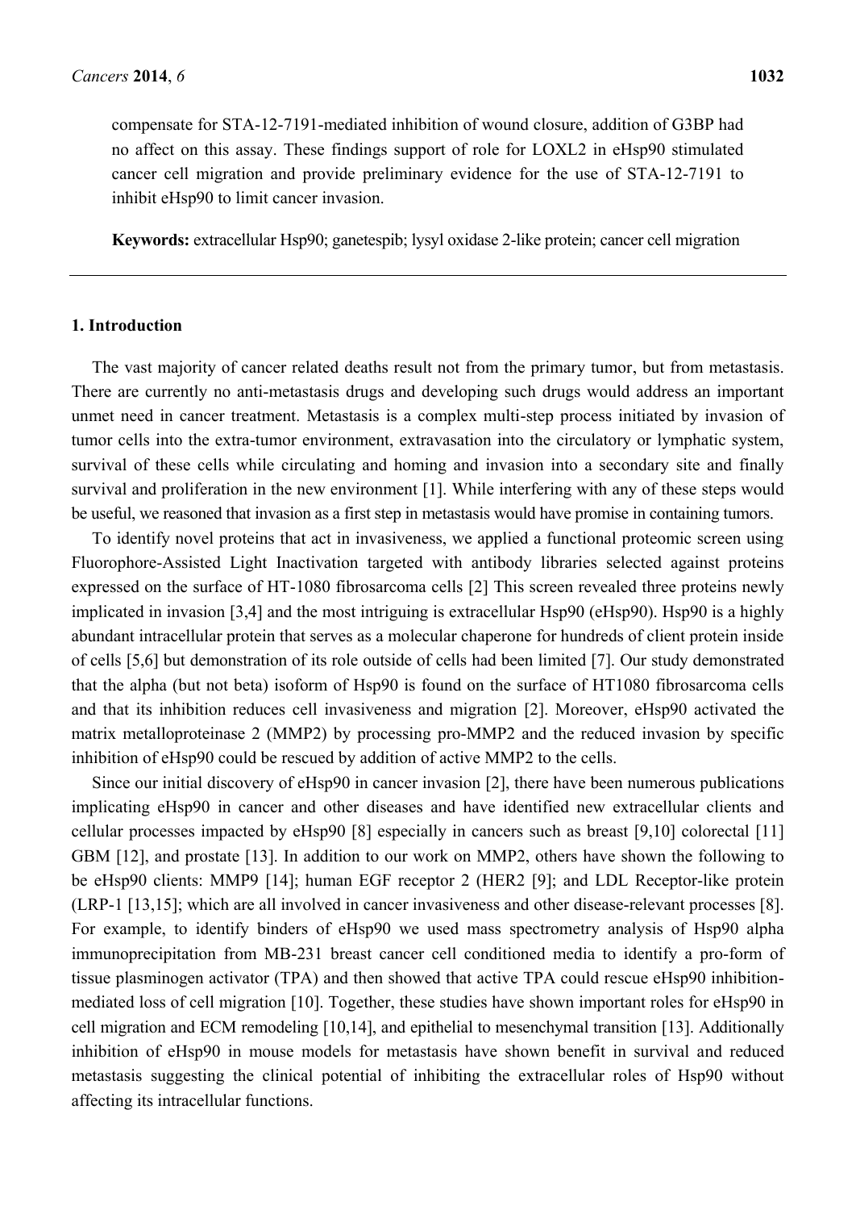compensate for STA-12-7191-mediated inhibition of wound closure, addition of G3BP had no affect on this assay. These findings support of role for LOXL2 in eHsp90 stimulated cancer cell migration and provide preliminary evidence for the use of STA-12-7191 to inhibit eHsp90 to limit cancer invasion.

**Keywords:** extracellular Hsp90; ganetespib; lysyl oxidase 2-like protein; cancer cell migration

## 1. Introduction

The vast majority of cancer related deaths result not from the primary tumor, but from metastasis. There are currently no anti-metastasis drugs and developing such drugs would address an important unmet need in cancer treatment. Metastasis is a complex multi-step process initiated by invasion of tumor cells into the extra-tumor environment, extravasation into the circulatory or lymphatic system, survival of these cells while circulating and homing and invasion into a secondary site and finally survival and proliferation in the new environment [1]. While interfering with any of these steps would be useful, we reasoned that invasion as a first step in metastasis would have promise in containing tumors.

To identify novel proteins that act in invasiveness, we applied a functional proteomic screen using Fluorophore-Assisted Light Inactivation targeted with antibody libraries selected against proteins expressed on the surface of HT-1080 fibrosarcoma cells [2] This screen revealed three proteins newly implicated in invasion [3,4] and the most intriguing is extracellular Hsp90 (eHsp90). Hsp90 is a highly abundant intracellular protein that serves as a molecular chaperone for hundreds of client protein inside of cells [5,6] but demonstration of its role outside of cells had been limited [7]. Our study demonstrated that the alpha (but not beta) isoform of Hsp90 is found on the surface of HT1080 fibrosarcoma cells and that its inhibition reduces cell invasiveness and migration [2]. Moreover, eHsp90 activated the matrix metalloproteinase 2 (MMP2) by processing pro-MMP2 and the reduced invasion by specific inhibition of eHsp90 could be rescued by addition of active MMP2 to the cells.

Since our initial discovery of eHsp90 in cancer invasion [2], there have been numerous publications implicating eHsp90 in cancer and other diseases and have identified new extracellular clients and cellular processes impacted by eHsp90 [8] especially in cancers such as breast [9,10] colorectal [11] GBM [12], and prostate [13]. In addition to our work on MMP2, others have shown the following to be eHsp90 clients: MMP9 [14]; human EGF receptor 2 (HER2 [9]; and LDL Receptor-like protein (LRP-1 [13,15]; which are all involved in cancer invasiveness and other disease-relevant processes [8]. For example, to identify binders of eHsp90 we used mass spectrometry analysis of Hsp90 alpha immunoprecipitation from MB-231 breast cancer cell conditioned media to identify a pro-form of tissue plasminogen activator (TPA) and then showed that active TPA could rescue eHsp90 inhibition-mediated loss of cell migration [10]. Together, these studies have shown important roles for eHsp90 in cell migration and ECM remodeling [10,14], and epithelial to mesenchymal transition [13]. Additionally inhibition of eHsp90 in mouse models for metastasis have shown benefit in survival and reduced metastasis suggesting the clinical potential of inhibiting the extracellular roles of Hsp90 without affecting its intracellular functions.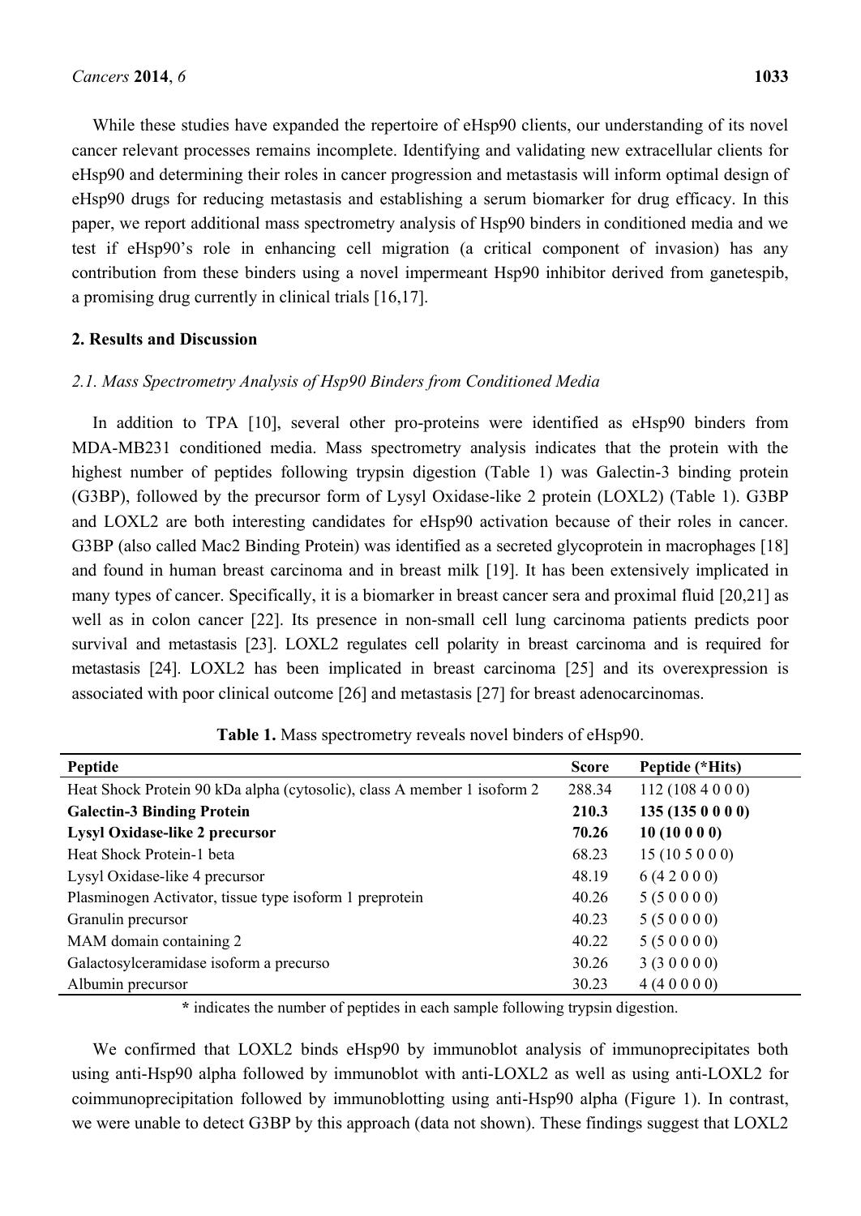While these studies have expanded the repertoire of eHsp90 clients, our understanding of its novel cancer relevant processes remains incomplete. Identifying and validating new extracellular clients for eHsp90 and determining their roles in cancer progression and metastasis will inform optimal design of eHsp90 drugs for reducing metastasis and establishing a serum biomarker for drug efficacy. In this paper, we report additional mass spectrometry analysis of Hsp90 binders in conditioned media and we test if eHsp90's role in enhancing cell migration (a critical component of invasion) has any contribution from these binders using a novel impermeant Hsp90 inhibitor derived from ganetespib, a promising drug currently in clinical trials [16,17].

## 2. Results and Discussion

### *2.1. Mass Spectrometry Analysis of Hsp90 Binders from Conditioned Media*

In addition to TPA [10], several other pro-proteins were identified as eHsp90 binders from MDA-MB231 conditioned media. Mass spectrometry analysis indicates that the protein with the highest number of peptides following trypsin digestion (Table 1) was Galectin-3 binding protein (G3BP), followed by the precursor form of Lysyl Oxidase-like 2 protein (LOXL2) (Table 1). G3BP and LOXL2 are both interesting candidates for eHsp90 activation because of their roles in cancer. G3BP (also called Mac2 Binding Protein) was identified as a secreted glycoprotein in macrophages [18] and found in human breast carcinoma and in breast milk [19]. It has been extensively implicated in many types of cancer. Specifically, it is a biomarker in breast cancer sera and proximal fluid [20,21] as well as in colon cancer [22]. Its presence in non-small cell lung carcinoma patients predicts poor survival and metastasis [23]. LOXL2 regulates cell polarity in breast carcinoma and is required for metastasis [24]. LOXL2 has been implicated in breast carcinoma [25] and its overexpression is associated with poor clinical outcome [26] and metastasis [27] for breast adenocarcinomas.

**Table 1.** Mass spectrometry reveals novel binders of eHsp90.

| Peptide | Score | Peptide (*Hits) |
|---|---|---|
| Heat Shock Protein 90 kDa alpha (cytosolic), class A member 1 isoform 2 | 288.34 | 112 (108 4 0 0 0) |
| **Galectin-3 Binding Protein** | **210.3** | **135 (135 0 0 0 0)** |
| **Lysyl Oxidase-like 2 precursor** | **70.26** | **10 (10 0 0 0)** |
| Heat Shock Protein-1 beta | 68.23 | 15 (10 5 0 0 0) |
| Lysyl Oxidase-like 4 precursor | 48.19 | 6 (4 2 0 0 0) |
| Plasminogen Activator, tissue type isoform 1 preprotein | 40.26 | 5 (5 0 0 0 0) |
| Granulin precursor | 40.23 | 5 (5 0 0 0 0) |
| MAM domain containing 2 | 40.22 | 5 (5 0 0 0 0) |
| Galactosylceramidase isoform a precurso | 30.26 | 3 (3 0 0 0 0) |
| Albumin precursor | 30.23 | 4 (4 0 0 0 0) |

**\*** indicates the number of peptides in each sample following trypsin digestion.

We confirmed that LOXL2 binds eHsp90 by immunoblot analysis of immunoprecipitates both using anti-Hsp90 alpha followed by immunoblot with anti-LOXL2 as well as using anti-LOXL2 for coimmunoprecipitation followed by immunoblotting using anti-Hsp90 alpha (Figure 1). In contrast, we were unable to detect G3BP by this approach (data not shown). These findings suggest that LOXL2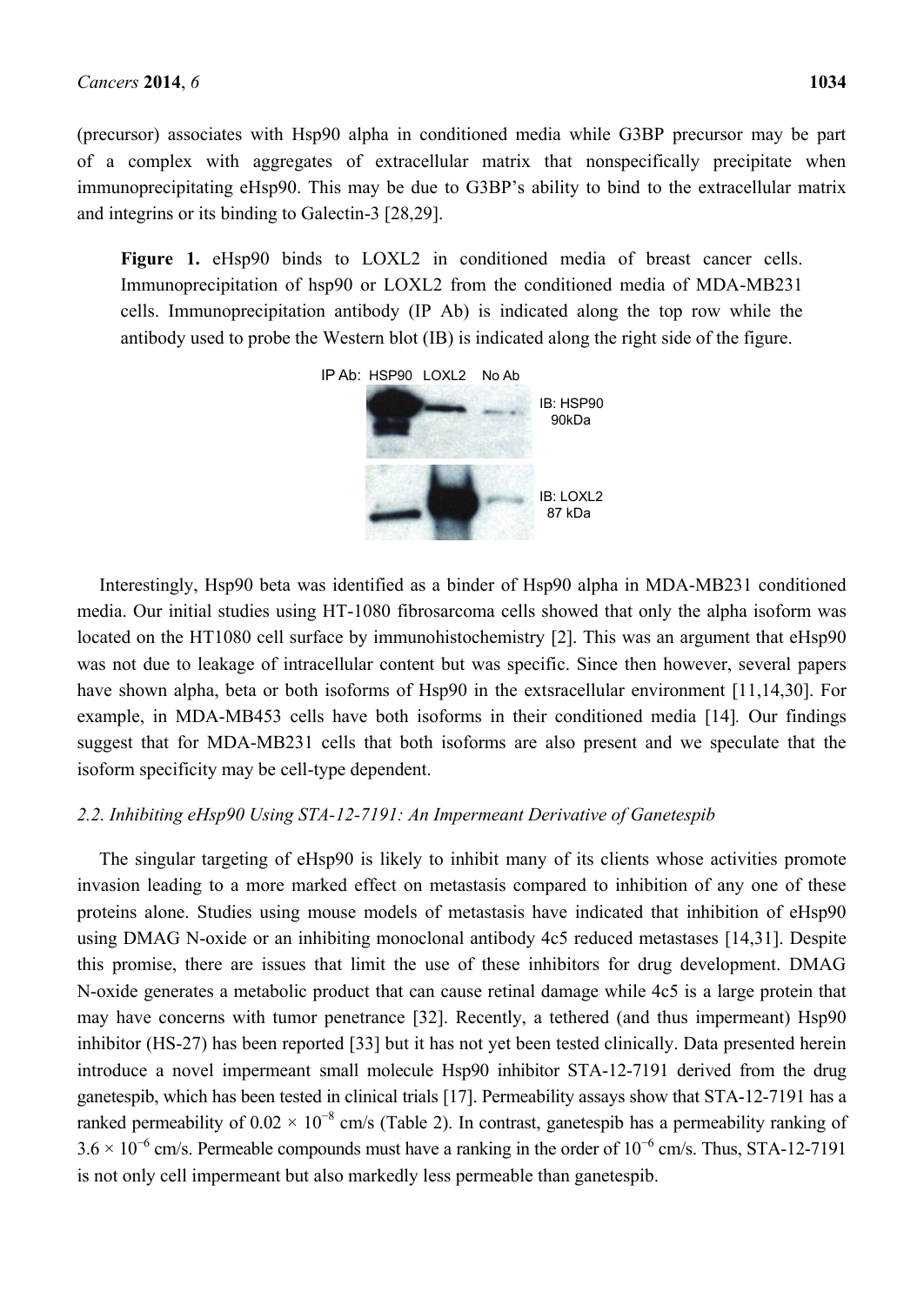(precursor) associates with Hsp90 alpha in conditioned media while G3BP precursor may be part of a complex with aggregates of extracellular matrix that nonspecifically precipitate when immunoprecipitating eHsp90. This may be due to G3BP's ability to bind to the extracellular matrix and integrins or its binding to Galectin-3 [28,29].

**Figure 1.** eHsp90 binds to LOXL2 in conditioned media of breast cancer cells. Immunoprecipitation of hsp90 or LOXL2 from the conditioned media of MDA-MB231 cells. Immunoprecipitation antibody (IP Ab) is indicated along the top row while the antibody used to probe the Western blot (IB) is indicated along the right side of the figure.

Interestingly, Hsp90 beta was identified as a binder of Hsp90 alpha in MDA-MB231 conditioned media. Our initial studies using HT-1080 fibrosarcoma cells showed that only the alpha isoform was located on the HT1080 cell surface by immunohistochemistry [2]. This was an argument that eHsp90 was not due to leakage of intracellular content but was specific. Since then however, several papers have shown alpha, beta or both isoforms of Hsp90 in the extsracellular environment [11,14,30]. For example, in MDA-MB453 cells have both isoforms in their conditioned media [14]. Our findings suggest that for MDA-MB231 cells that both isoforms are also present and we speculate that the isoform specificity may be cell-type dependent.

### *2.2. Inhibiting eHsp90 Using STA-12-7191: An Impermeant Derivative of Ganetespib*

The singular targeting of eHsp90 is likely to inhibit many of its clients whose activities promote invasion leading to a more marked effect on metastasis compared to inhibition of any one of these proteins alone. Studies using mouse models of metastasis have indicated that inhibition of eHsp90 using DMAG N-oxide or an inhibiting monoclonal antibody 4c5 reduced metastases [14,31]. Despite this promise, there are issues that limit the use of these inhibitors for drug development. DMAG N-oxide generates a metabolic product that can cause retinal damage while 4c5 is a large protein that may have concerns with tumor penetrance [32]. Recently, a tethered (and thus impermeant) Hsp90 inhibitor (HS-27) has been reported [33] but it has not yet been tested clinically. Data presented herein introduce a novel impermeant small molecule Hsp90 inhibitor STA-12-7191 derived from the drug ganetespib, which has been tested in clinical trials [17]. Permeability assays show that STA-12-7191 has a ranked permeability of $0.02 \times 10^{-8}$ cm/s (Table 2). In contrast, ganetespib has a permeability ranking of $3.6 \times 10^{-6}$ cm/s. Permeable compounds must have a ranking in the order of $10^{-6}$ cm/s. Thus, STA-12-7191 is not only cell impermeant but also markedly less permeable than ganetespib.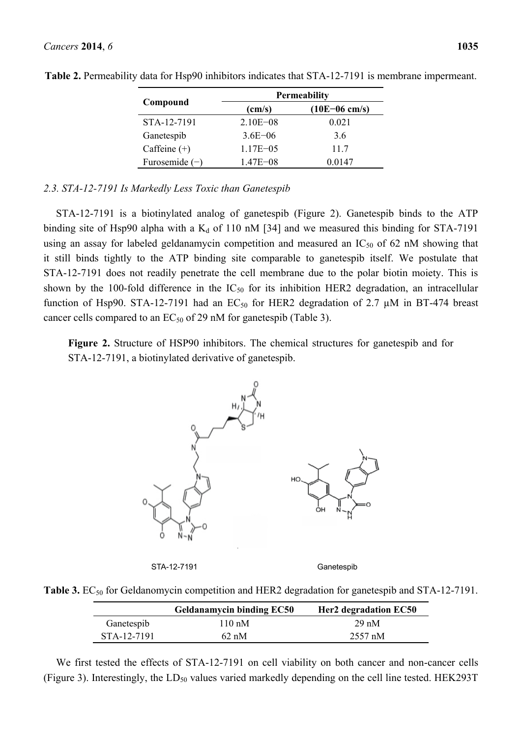**Table 2.** Permeability data for Hsp90 inhibitors indicates that STA-12-7191 is membrane impermeant.

| Compound | Permeability | |
|---|---|---|
| | (cm/s) | (10E−06 cm/s) |
| STA-12-7191 | 2.10E−08 | 0.021 |
| Ganetespib | 3.6E−06 | 3.6 |
| Caffeine (+) | 1.17E−05 | 11.7 |
| Furosemide (−) | 1.47E−08 | 0.0147 |

### *2.3. STA-12-7191 Is Markedly Less Toxic than Ganetespib*

STA-12-7191 is a biotinylated analog of ganetespib (Figure 2). Ganetespib binds to the ATP binding site of Hsp90 alpha with a $K_d$ of 110 nM [34] and we measured this binding for STA-7191 using an assay for labeled geldanamycin competition and measured an $IC_{50}$ of 62 nM showing that it still binds tightly to the ATP binding site comparable to ganetespib itself. We postulate that STA-12-7191 does not readily penetrate the cell membrane due to the polar biotin moiety. This is shown by the 100-fold difference in the $IC_{50}$ for its inhibition HER2 degradation, an intracellular function of Hsp90. STA-12-7191 had an $EC_{50}$ for HER2 degradation of 2.7 µM in BT-474 breast cancer cells compared to an $EC_{50}$ of 29 nM for ganetespib (Table 3).

**Figure 2.** Structure of HSP90 inhibitors. The chemical structures for ganetespib and for STA-12-7191, a biotinylated derivative of ganetespib.

STA-12-7191 Ganetespib

**Table 3.** $EC_{50}$ for Geldanomycin competition and HER2 degradation for ganetespib and STA-12-7191.

| | Geldanamycin binding EC50 | Her2 degradation EC50 |
|---|---|---|
| Ganetespib | 110 nM | 29 nM |
| STA-12-7191 | 62 nM | 2557 nM |

We first tested the effects of STA-12-7191 on cell viability on both cancer and non-cancer cells (Figure 3). Interestingly, the $LD_{50}$ values varied markedly depending on the cell line tested. HEK293T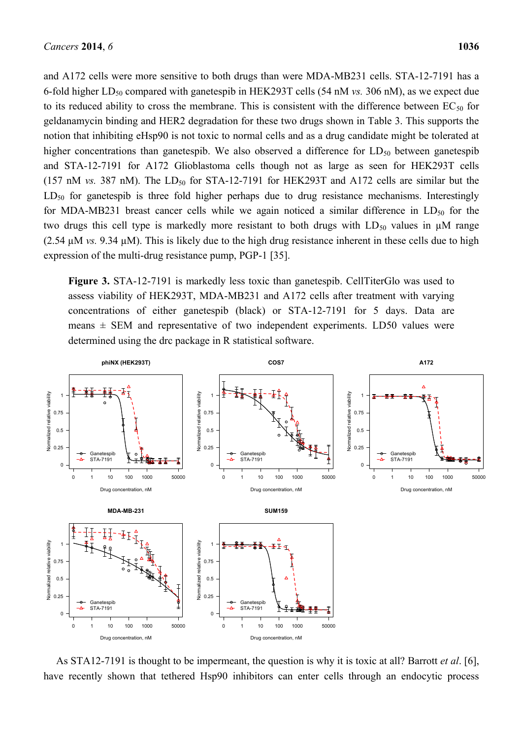and A172 cells were more sensitive to both drugs than were MDA-MB231 cells. STA-12-7191 has a 6-fold higher $LD_{50}$ compared with ganetespib in HEK293T cells (54 nM *vs.* 306 nM), as we expect due to its reduced ability to cross the membrane. This is consistent with the difference between $EC_{50}$ for geldanamycin binding and HER2 degradation for these two drugs shown in Table 3. This supports the notion that inhibiting eHsp90 is not toxic to normal cells and as a drug candidate might be tolerated at higher concentrations than ganetespib. We also observed a difference for $LD_{50}$ between ganetespib and STA-12-7191 for A172 Glioblastoma cells though not as large as seen for HEK293T cells (157 nM *vs.* 387 nM). The $LD_{50}$ for STA-12-7191 for HEK293T and A172 cells are similar but the $LD_{50}$ for ganetespib is three fold higher perhaps due to drug resistance mechanisms. Interestingly for MDA-MB231 breast cancer cells while we again noticed a similar difference in $LD_{50}$ for the two drugs this cell type is markedly more resistant to both drugs with $LD_{50}$ values in µM range (2.54 µM *vs.* 9.34 µM). This is likely due to the high drug resistance inherent in these cells due to high expression of the multi-drug resistance pump, PGP-1 [35].

**Figure 3.** STA-12-7191 is markedly less toxic than ganetespib. CellTiterGlo was used to assess viability of HEK293T, MDA-MB231 and A172 cells after treatment with varying concentrations of either ganetespib (black) or STA-12-7191 for 5 days. Data are means ± SEM and representative of two independent experiments. LD50 values were determined using the drc package in R statistical software.

As STA12-7191 is thought to be impermeant, the question is why it is toxic at all? Barrott *et al*. [6], have recently shown that tethered Hsp90 inhibitors can enter cells through an endocytic process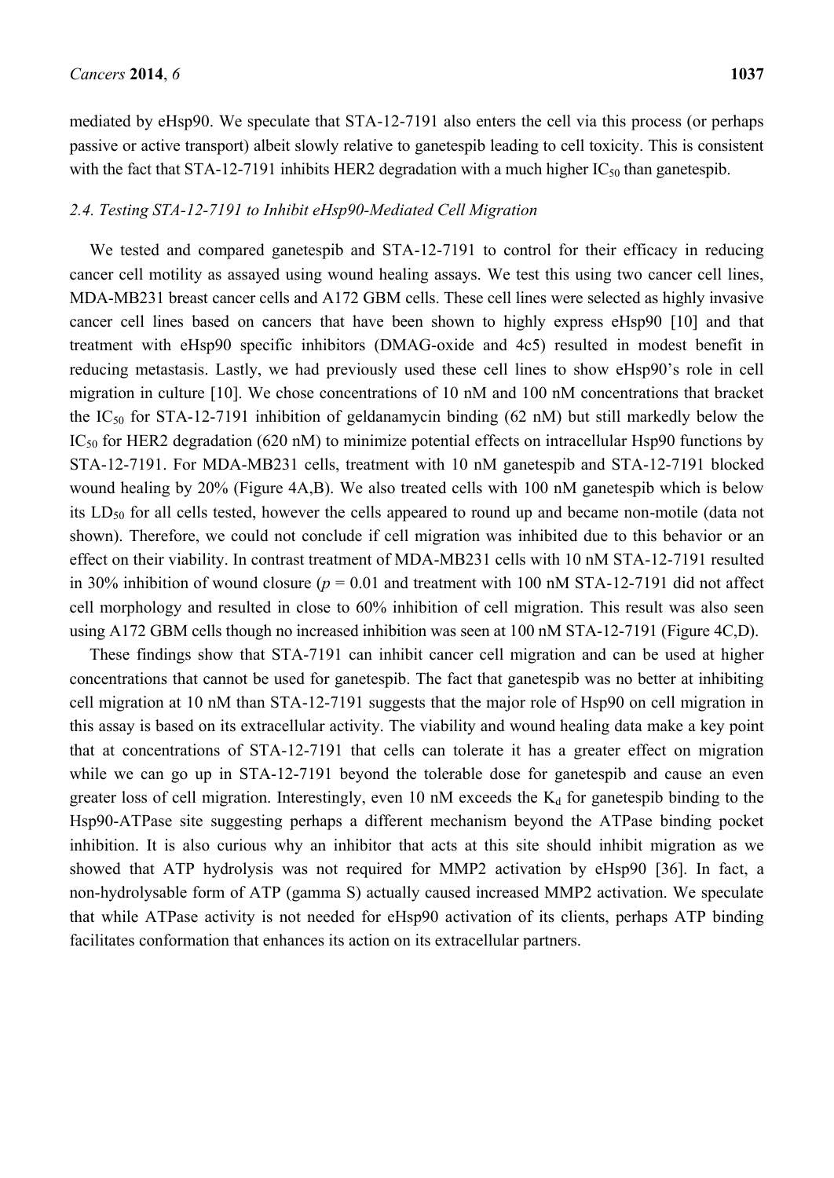mediated by eHsp90. We speculate that STA-12-7191 also enters the cell via this process (or perhaps passive or active transport) albeit slowly relative to ganetespib leading to cell toxicity. This is consistent with the fact that STA-12-7191 inhibits HER2 degradation with a much higher $IC_{50}$ than ganetespib.

### *2.4. Testing STA-12-7191 to Inhibit eHsp90-Mediated Cell Migration*

We tested and compared ganetespib and STA-12-7191 to control for their efficacy in reducing cancer cell motility as assayed using wound healing assays. We test this using two cancer cell lines, MDA-MB231 breast cancer cells and A172 GBM cells. These cell lines were selected as highly invasive cancer cell lines based on cancers that have been shown to highly express eHsp90 [10] and that treatment with eHsp90 specific inhibitors (DMAG-oxide and 4c5) resulted in modest benefit in reducing metastasis. Lastly, we had previously used these cell lines to show eHsp90's role in cell migration in culture [10]. We chose concentrations of 10 nM and 100 nM concentrations that bracket the $IC_{50}$ for STA-12-7191 inhibition of geldanamycin binding (62 nM) but still markedly below the $IC_{50}$ for HER2 degradation (620 nM) to minimize potential effects on intracellular Hsp90 functions by STA-12-7191. For MDA-MB231 cells, treatment with 10 nM ganetespib and STA-12-7191 blocked wound healing by 20% (Figure 4A,B). We also treated cells with 100 nM ganetespib which is below its $LD_{50}$ for all cells tested, however the cells appeared to round up and became non-motile (data not shown). Therefore, we could not conclude if cell migration was inhibited due to this behavior or an effect on their viability. In contrast treatment of MDA-MB231 cells with 10 nM STA-12-7191 resulted in 30% inhibition of wound closure ($p = 0.01$ and treatment with 100 nM STA-12-7191 did not affect cell morphology and resulted in close to 60% inhibition of cell migration. This result was also seen using A172 GBM cells though no increased inhibition was seen at 100 nM STA-12-7191 (Figure 4C,D).

These findings show that STA-7191 can inhibit cancer cell migration and can be used at higher concentrations that cannot be used for ganetespib. The fact that ganetespib was no better at inhibiting cell migration at 10 nM than STA-12-7191 suggests that the major role of Hsp90 on cell migration in this assay is based on its extracellular activity. The viability and wound healing data make a key point that at concentrations of STA-12-7191 that cells can tolerate it has a greater effect on migration while we can go up in STA-12-7191 beyond the tolerable dose for ganetespib and cause an even greater loss of cell migration. Interestingly, even 10 nM exceeds the $K_d$ for ganetespib binding to the Hsp90-ATPase site suggesting perhaps a different mechanism beyond the ATPase binding pocket inhibition. It is also curious why an inhibitor that acts at this site should inhibit migration as we showed that ATP hydrolysis was not required for MMP2 activation by eHsp90 [36]. In fact, a non-hydrolysable form of ATP (gamma S) actually caused increased MMP2 activation. We speculate that while ATPase activity is not needed for eHsp90 activation of its clients, perhaps ATP binding facilitates conformation that enhances its action on its extracellular partners.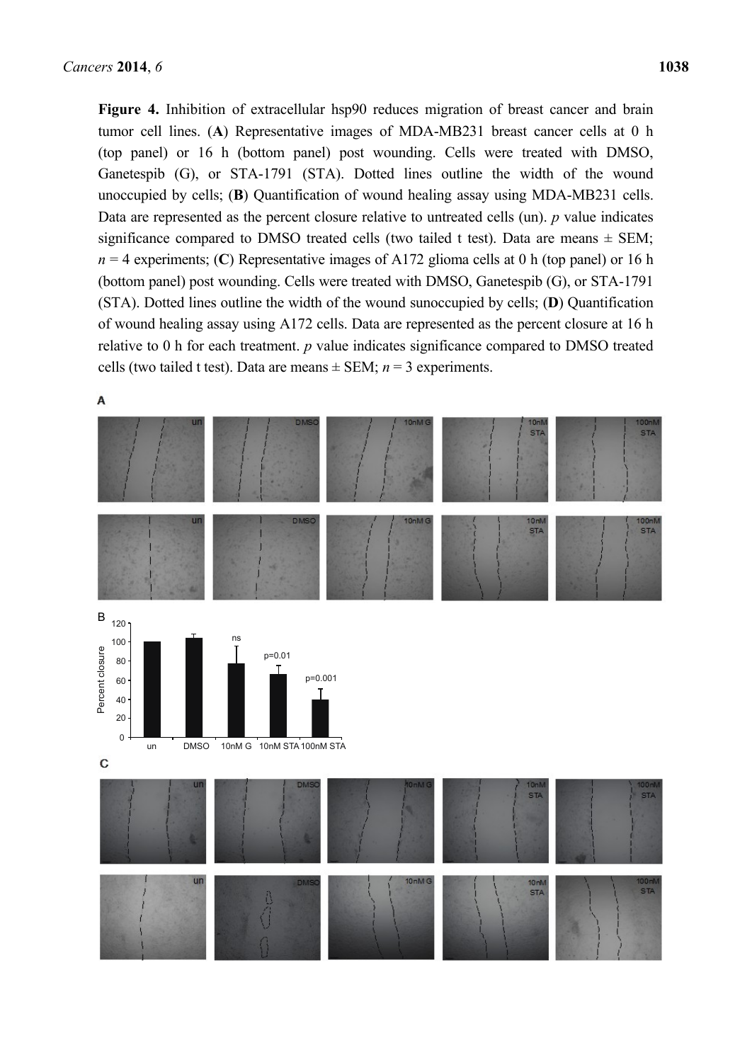**Figure 4.** Inhibition of extracellular hsp90 reduces migration of breast cancer and brain tumor cell lines. (**A**) Representative images of MDA-MB231 breast cancer cells at 0 h (top panel) or 16 h (bottom panel) post wounding. Cells were treated with DMSO, Ganetespib (G), or STA-1791 (STA). Dotted lines outline the width of the wound unoccupied by cells; (**B**) Quantification of wound healing assay using MDA-MB231 cells. Data are represented as the percent closure relative to untreated cells (un). *p* value indicates significance compared to DMSO treated cells (two tailed t test). Data are means ± SEM; *n* = 4 experiments; (**C**) Representative images of A172 glioma cells at 0 h (top panel) or 16 h (bottom panel) post wounding. Cells were treated with DMSO, Ganetespib (G), or STA-1791 (STA). Dotted lines outline the width of the wound sunoccupied by cells; (**D**) Quantification of wound healing assay using A172 cells. Data are represented as the percent closure at 16 h relative to 0 h for each treatment. *p* value indicates significance compared to DMSO treated cells (two tailed t test). Data are means ± SEM; *n* = 3 experiments.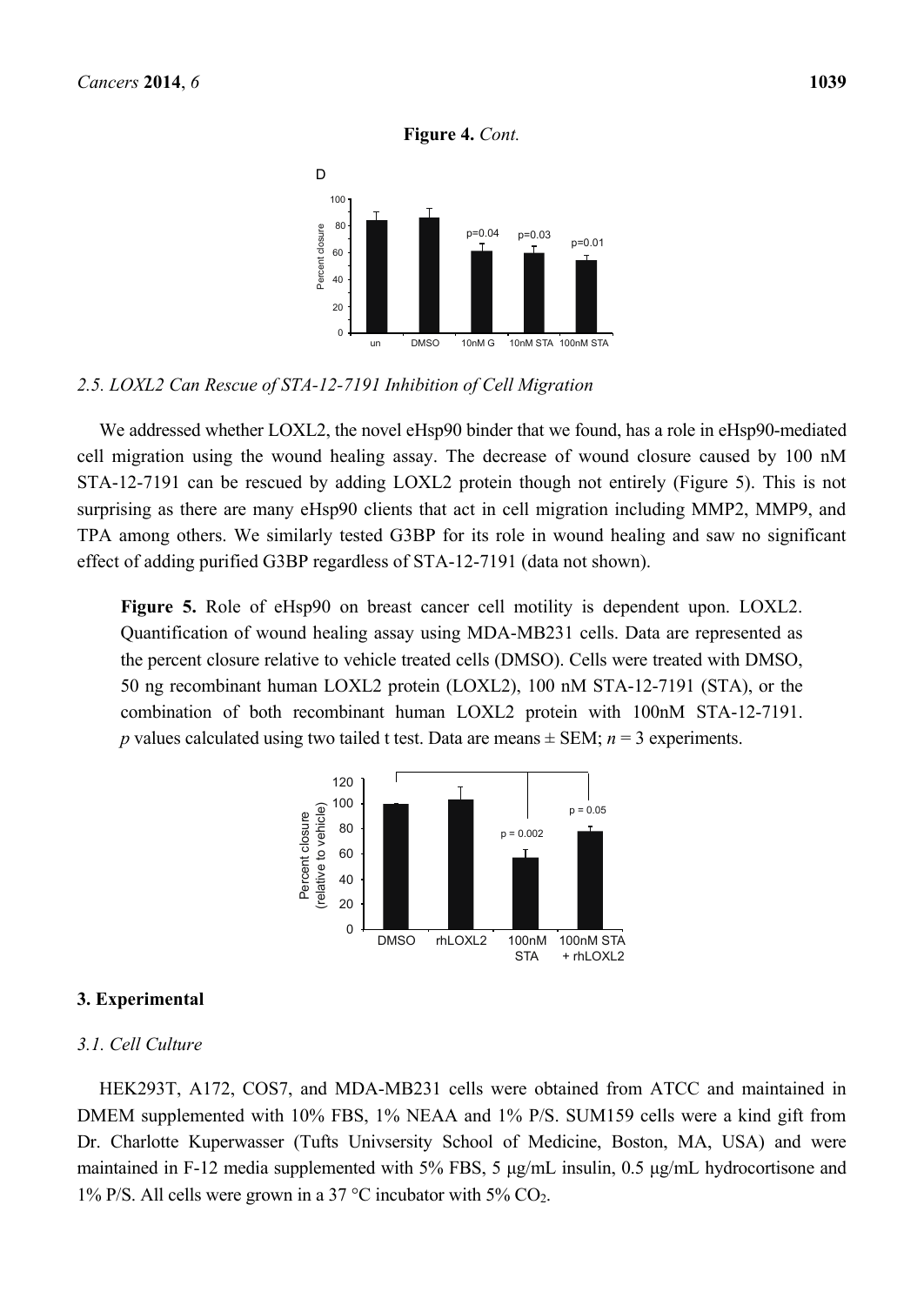**Figure 4.** *Cont.*

### *2.5. LOXL2 Can Rescue of STA-12-7191 Inhibition of Cell Migration*

We addressed whether LOXL2, the novel eHsp90 binder that we found, has a role in eHsp90-mediated cell migration using the wound healing assay. The decrease of wound closure caused by 100 nM STA-12-7191 can be rescued by adding LOXL2 protein though not entirely (Figure 5). This is not surprising as there are many eHsp90 clients that act in cell migration including MMP2, MMP9, and TPA among others. We similarly tested G3BP for its role in wound healing and saw no significant effect of adding purified G3BP regardless of STA-12-7191 (data not shown).

**Figure 5.** Role of eHsp90 on breast cancer cell motility is dependent upon. LOXL2. Quantification of wound healing assay using MDA-MB231 cells. Data are represented as the percent closure relative to vehicle treated cells (DMSO). Cells were treated with DMSO, 50 ng recombinant human LOXL2 protein (LOXL2), 100 nM STA-12-7191 (STA), or the combination of both recombinant human LOXL2 protein with 100nM STA-12-7191. *p* values calculated using two tailed t test. Data are means ± SEM; *n* = 3 experiments.

## 3. Experimental

### *3.1. Cell Culture*

HEK293T, A172, COS7, and MDA-MB231 cells were obtained from ATCC and maintained in DMEM supplemented with 10% FBS, 1% NEAA and 1% P/S. SUM159 cells were a kind gift from Dr. Charlotte Kuperwasser (Tufts Univsersity School of Medicine, Boston, MA, USA) and were maintained in F-12 media supplemented with 5% FBS, 5 μg/mL insulin, 0.5 μg/mL hydrocortisone and 1% P/S. All cells were grown in a 37 °C incubator with 5% $CO_2$.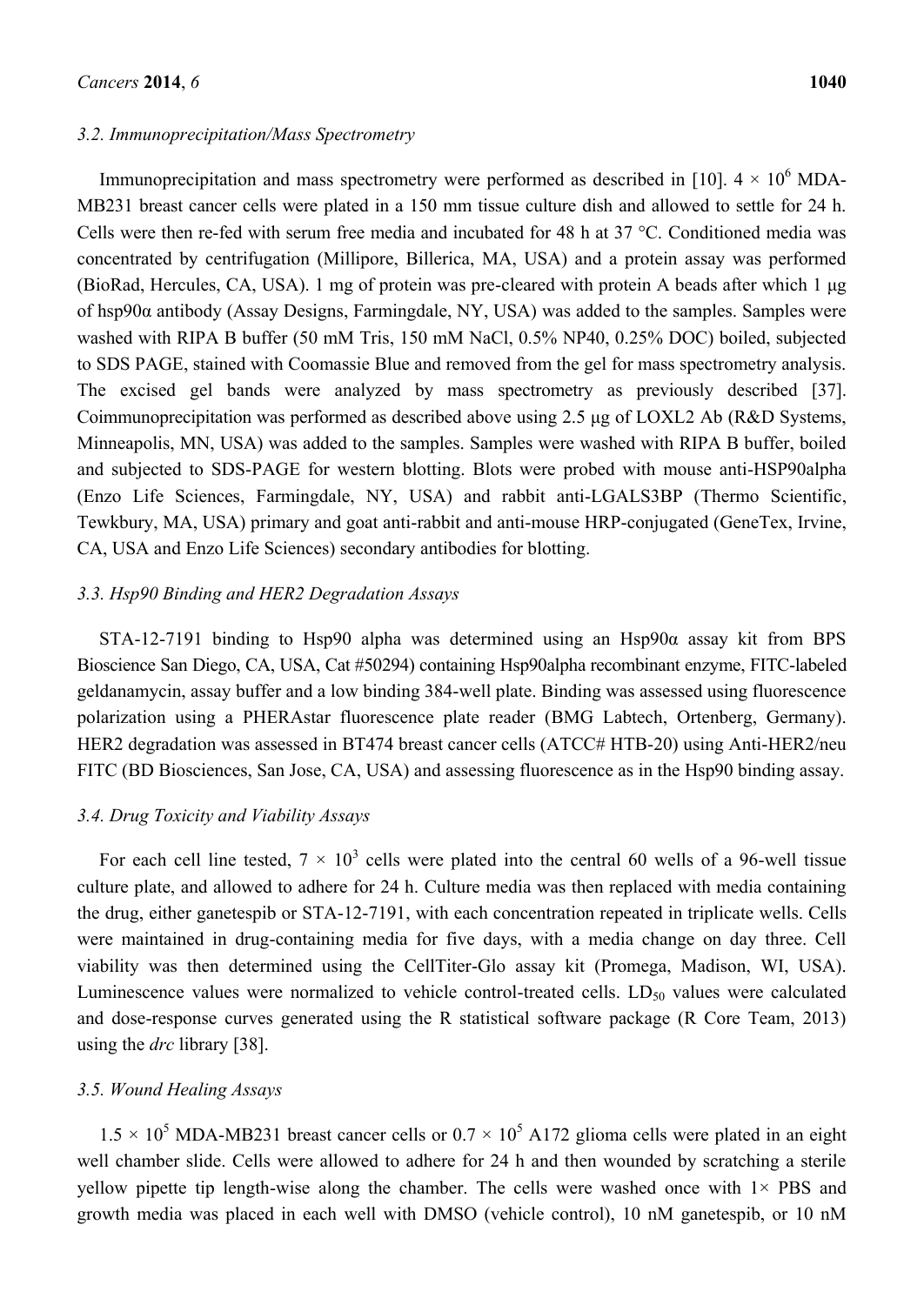### 3.2. Immunoprecipitation/Mass Spectrometry

Immunoprecipitation and mass spectrometry were performed as described in [10]. $4 \times 10^6$ MDA-MB231 breast cancer cells were plated in a 150 mm tissue culture dish and allowed to settle for 24 h. Cells were then re-fed with serum free media and incubated for 48 h at 37 °C. Conditioned media was concentrated by centrifugation (Millipore, Billerica, MA, USA) and a protein assay was performed (BioRad, Hercules, CA, USA). 1 mg of protein was pre-cleared with protein A beads after which 1 μg of hsp90α antibody (Assay Designs, Farmingdale, NY, USA) was added to the samples. Samples were washed with RIPA B buffer (50 mM Tris, 150 mM NaCl, 0.5% NP40, 0.25% DOC) boiled, subjected to SDS PAGE, stained with Coomassie Blue and removed from the gel for mass spectrometry analysis. The excised gel bands were analyzed by mass spectrometry as previously described [37]. Coimmunoprecipitation was performed as described above using 2.5 μg of LOXL2 Ab (R&D Systems, Minneapolis, MN, USA) was added to the samples. Samples were washed with RIPA B buffer, boiled and subjected to SDS-PAGE for western blotting. Blots were probed with mouse anti-HSP90alpha (Enzo Life Sciences, Farmingdale, NY, USA) and rabbit anti-LGALS3BP (Thermo Scientific, Tewkbury, MA, USA) primary and goat anti-rabbit and anti-mouse HRP-conjugated (GeneTex, Irvine, CA, USA and Enzo Life Sciences) secondary antibodies for blotting.

### 3.3. Hsp90 Binding and HER2 Degradation Assays

STA-12-7191 binding to Hsp90 alpha was determined using an Hsp90α assay kit from BPS Bioscience San Diego, CA, USA, Cat #50294) containing Hsp90alpha recombinant enzyme, FITC-labeled geldanamycin, assay buffer and a low binding 384-well plate. Binding was assessed using fluorescence polarization using a PHERAstar fluorescence plate reader (BMG Labtech, Ortenberg, Germany). HER2 degradation was assessed in BT474 breast cancer cells (ATCC# HTB-20) using Anti-HER2/neu FITC (BD Biosciences, San Jose, CA, USA) and assessing fluorescence as in the Hsp90 binding assay.

### 3.4. Drug Toxicity and Viability Assays

For each cell line tested, $7 \times 10^3$ cells were plated into the central 60 wells of a 96-well tissue culture plate, and allowed to adhere for 24 h. Culture media was then replaced with media containing the drug, either ganetespib or STA-12-7191, with each concentration repeated in triplicate wells. Cells were maintained in drug-containing media for five days, with a media change on day three. Cell viability was then determined using the CellTiter-Glo assay kit (Promega, Madison, WI, USA). Luminescence values were normalized to vehicle control-treated cells. $LD_{50}$ values were calculated and dose-response curves generated using the R statistical software package (R Core Team, 2013) using the *drc* library [38].

### 3.5. Wound Healing Assays

$1.5 \times 10^5$ MDA-MB231 breast cancer cells or $0.7 \times 10^5$ A172 glioma cells were plated in an eight well chamber slide. Cells were allowed to adhere for 24 h and then wounded by scratching a sterile yellow pipette tip length-wise along the chamber. The cells were washed once with 1× PBS and growth media was placed in each well with DMSO (vehicle control), 10 nM ganetespib, or 10 nM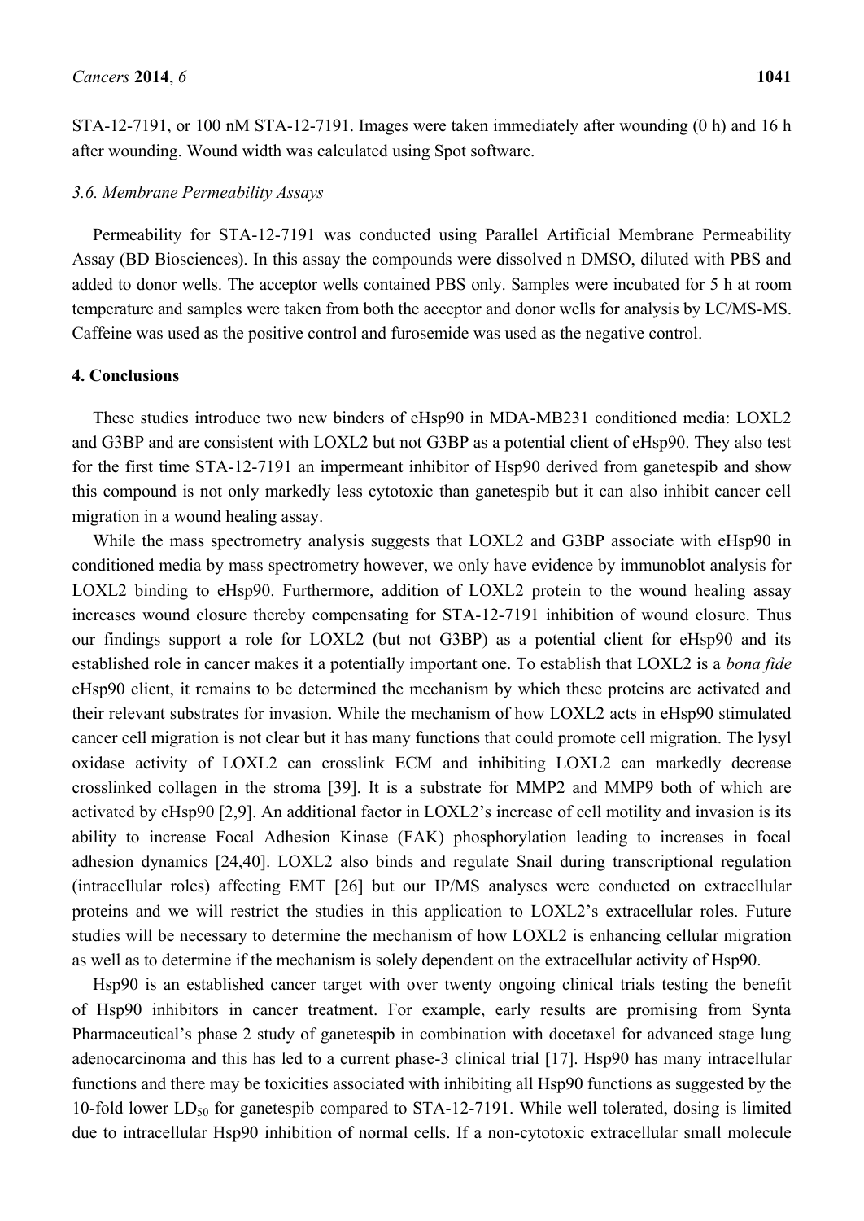STA-12-7191, or 100 nM STA-12-7191. Images were taken immediately after wounding (0 h) and 16 h after wounding. Wound width was calculated using Spot software.

### 3.6. Membrane Permeability Assays

Permeability for STA-12-7191 was conducted using Parallel Artificial Membrane Permeability Assay (BD Biosciences). In this assay the compounds were dissolved n DMSO, diluted with PBS and added to donor wells. The acceptor wells contained PBS only. Samples were incubated for 5 h at room temperature and samples were taken from both the acceptor and donor wells for analysis by LC/MS-MS. Caffeine was used as the positive control and furosemide was used as the negative control.

## 4. Conclusions

These studies introduce two new binders of eHsp90 in MDA-MB231 conditioned media: LOXL2 and G3BP and are consistent with LOXL2 but not G3BP as a potential client of eHsp90. They also test for the first time STA-12-7191 an impermeant inhibitor of Hsp90 derived from ganetespib and show this compound is not only markedly less cytotoxic than ganetespib but it can also inhibit cancer cell migration in a wound healing assay.

While the mass spectrometry analysis suggests that LOXL2 and G3BP associate with eHsp90 in conditioned media by mass spectrometry however, we only have evidence by immunoblot analysis for LOXL2 binding to eHsp90. Furthermore, addition of LOXL2 protein to the wound healing assay increases wound closure thereby compensating for STA-12-7191 inhibition of wound closure. Thus our findings support a role for LOXL2 (but not G3BP) as a potential client for eHsp90 and its established role in cancer makes it a potentially important one. To establish that LOXL2 is a *bona fide* eHsp90 client, it remains to be determined the mechanism by which these proteins are activated and their relevant substrates for invasion. While the mechanism of how LOXL2 acts in eHsp90 stimulated cancer cell migration is not clear but it has many functions that could promote cell migration. The lysyl oxidase activity of LOXL2 can crosslink ECM and inhibiting LOXL2 can markedly decrease crosslinked collagen in the stroma [39]. It is a substrate for MMP2 and MMP9 both of which are activated by eHsp90 [2,9]. An additional factor in LOXL2's increase of cell motility and invasion is its ability to increase Focal Adhesion Kinase (FAK) phosphorylation leading to increases in focal adhesion dynamics [24,40]. LOXL2 also binds and regulate Snail during transcriptional regulation (intracellular roles) affecting EMT [26] but our IP/MS analyses were conducted on extracellular proteins and we will restrict the studies in this application to LOXL2's extracellular roles. Future studies will be necessary to determine the mechanism of how LOXL2 is enhancing cellular migration as well as to determine if the mechanism is solely dependent on the extracellular activity of Hsp90.

Hsp90 is an established cancer target with over twenty ongoing clinical trials testing the benefit of Hsp90 inhibitors in cancer treatment. For example, early results are promising from Synta Pharmaceutical's phase 2 study of ganetespib in combination with docetaxel for advanced stage lung adenocarcinoma and this has led to a current phase-3 clinical trial [17]. Hsp90 has many intracellular functions and there may be toxicities associated with inhibiting all Hsp90 functions as suggested by the 10-fold lower $LD_{50}$ for ganetespib compared to STA-12-7191. While well tolerated, dosing is limited due to intracellular Hsp90 inhibition of normal cells. If a non-cytotoxic extracellular small molecule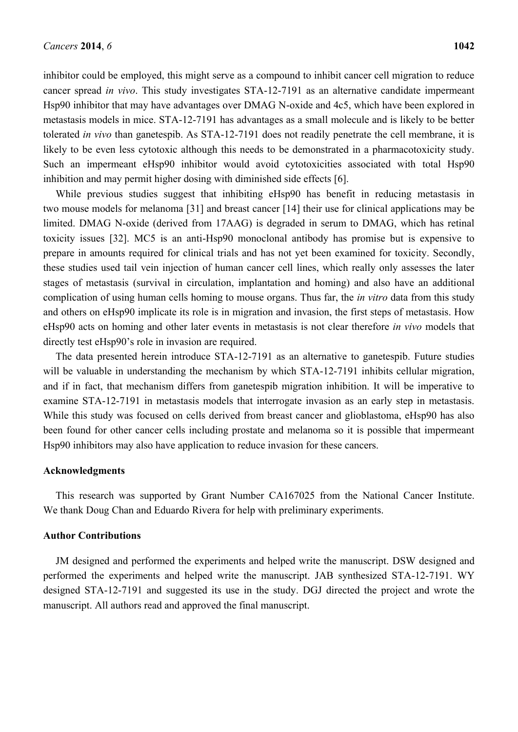inhibitor could be employed, this might serve as a compound to inhibit cancer cell migration to reduce cancer spread *in vivo*. This study investigates STA-12-7191 as an alternative candidate impermeant Hsp90 inhibitor that may have advantages over DMAG N-oxide and 4c5, which have been explored in metastasis models in mice. STA-12-7191 has advantages as a small molecule and is likely to be better tolerated *in vivo* than ganetespib. As STA-12-7191 does not readily penetrate the cell membrane, it is likely to be even less cytotoxic although this needs to be demonstrated in a pharmacotoxicity study. Such an impermeant eHsp90 inhibitor would avoid cytotoxicities associated with total Hsp90 inhibition and may permit higher dosing with diminished side effects [6].

While previous studies suggest that inhibiting eHsp90 has benefit in reducing metastasis in two mouse models for melanoma [31] and breast cancer [14] their use for clinical applications may be limited. DMAG N-oxide (derived from 17AAG) is degraded in serum to DMAG, which has retinal toxicity issues [32]. MC5 is an anti-Hsp90 monoclonal antibody has promise but is expensive to prepare in amounts required for clinical trials and has not yet been examined for toxicity. Secondly, these studies used tail vein injection of human cancer cell lines, which really only assesses the later stages of metastasis (survival in circulation, implantation and homing) and also have an additional complication of using human cells homing to mouse organs. Thus far, the *in vitro* data from this study and others on eHsp90 implicate its role is in migration and invasion, the first steps of metastasis. How eHsp90 acts on homing and other later events in metastasis is not clear therefore *in vivo* models that directly test eHsp90's role in invasion are required.

The data presented herein introduce STA-12-7191 as an alternative to ganetespib. Future studies will be valuable in understanding the mechanism by which STA-12-7191 inhibits cellular migration, and if in fact, that mechanism differs from ganetespib migration inhibition. It will be imperative to examine STA-12-7191 in metastasis models that interrogate invasion as an early step in metastasis. While this study was focused on cells derived from breast cancer and glioblastoma, eHsp90 has also been found for other cancer cells including prostate and melanoma so it is possible that impermeant Hsp90 inhibitors may also have application to reduce invasion for these cancers.

## Acknowledgments

This research was supported by Grant Number CA167025 from the National Cancer Institute. We thank Doug Chan and Eduardo Rivera for help with preliminary experiments.

## Author Contributions

JM designed and performed the experiments and helped write the manuscript. DSW designed and performed the experiments and helped write the manuscript. JAB synthesized STA-12-7191. WY designed STA-12-7191 and suggested its use in the study. DGJ directed the project and wrote the manuscript. All authors read and approved the final manuscript.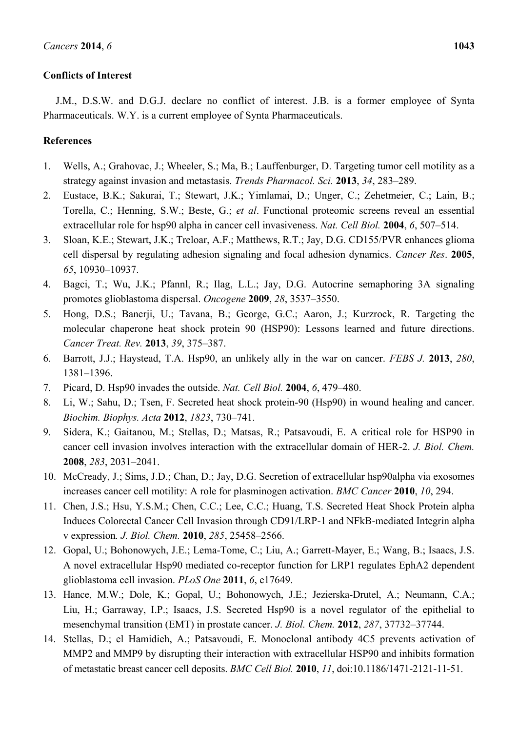**Conflicts of Interest**

J.M., D.S.W. and D.G.J. declare no conflict of interest. J.B. is a former employee of Synta Pharmaceuticals. W.Y. is a current employee of Synta Pharmaceuticals.

**References**

1. Wells, A.; Grahovac, J.; Wheeler, S.; Ma, B.; Lauffenburger, D. Targeting tumor cell motility as a strategy against invasion and metastasis. *Trends Pharmacol. Sci.* **2013**, *34*, 283–289.
2. Eustace, B.K.; Sakurai, T.; Stewart, J.K.; Yimlamai, D.; Unger, C.; Zehetmeier, C.; Lain, B.; Torella, C.; Henning, S.W.; Beste, G.; *et al*. Functional proteomic screens reveal an essential extracellular role for hsp90 alpha in cancer cell invasiveness. *Nat. Cell Biol.* **2004**, *6*, 507–514.
3. Sloan, K.E.; Stewart, J.K.; Treloar, A.F.; Matthews, R.T.; Jay, D.G. CD155/PVR enhances glioma cell dispersal by regulating adhesion signaling and focal adhesion dynamics. *Cancer Res*. **2005**, *65*, 10930–10937.
4. Bagci, T.; Wu, J.K.; Pfannl, R.; Ilag, L.L.; Jay, D.G. Autocrine semaphoring 3A signaling promotes glioblastoma dispersal. *Oncogene* **2009**, *28*, 3537–3550.
5. Hong, D.S.; Banerji, U.; Tavana, B.; George, G.C.; Aaron, J.; Kurzrock, R. Targeting the molecular chaperone heat shock protein 90 (HSP90): Lessons learned and future directions. *Cancer Treat. Rev.* **2013**, *39*, 375–387.
6. Barrott, J.J.; Haystead, T.A. Hsp90, an unlikely ally in the war on cancer. *FEBS J.* **2013**, *280*, 1381–1396.
7. Picard, D. Hsp90 invades the outside. *Nat. Cell Biol.* **2004**, *6*, 479–480.
8. Li, W.; Sahu, D.; Tsen, F. Secreted heat shock protein-90 (Hsp90) in wound healing and cancer. *Biochim. Biophys. Acta* **2012**, *1823*, 730–741.
9. Sidera, K.; Gaitanou, M.; Stellas, D.; Matsas, R.; Patsavoudi, E. A critical role for HSP90 in cancer cell invasion involves interaction with the extracellular domain of HER-2. *J. Biol. Chem.* **2008**, *283*, 2031–2041.
10. McCready, J.; Sims, J.D.; Chan, D.; Jay, D.G. Secretion of extracellular hsp90alpha via exosomes increases cancer cell motility: A role for plasminogen activation. *BMC Cancer* **2010**, *10*, 294.
11. Chen, J.S.; Hsu, Y.S.M.; Chen, C.C.; Lee, C.C.; Huang, T.S. Secreted Heat Shock Protein alpha Induces Colorectal Cancer Cell Invasion through CD91/LRP-1 and NFkB-mediated Integrin alpha v expression*. J. Biol. Chem.* **2010**, *285*, 25458–2566.
12. Gopal, U.; Bohonowych, J.E.; Lema-Tome, C.; Liu, A.; Garrett-Mayer, E.; Wang, B.; Isaacs, J.S. A novel extracellular Hsp90 mediated co-receptor function for LRP1 regulates EphA2 dependent glioblastoma cell invasion. *PLoS One* **2011**, *6*, e17649.
13. Hance, M.W.; Dole, K.; Gopal, U.; Bohonowych, J.E.; Jezierska-Drutel, A.; Neumann, C.A.; Liu, H.; Garraway, I.P.; Isaacs, J.S. Secreted Hsp90 is a novel regulator of the epithelial to mesenchymal transition (EMT) in prostate cancer. *J. Biol. Chem.* **2012**, *287*, 37732–37744.
14. Stellas, D.; el Hamidieh, A.; Patsavoudi, E. Monoclonal antibody 4C5 prevents activation of MMP2 and MMP9 by disrupting their interaction with extracellular HSP90 and inhibits formation of metastatic breast cancer cell deposits. *BMC Cell Biol.* **2010**, *11*, doi:10.1186/1471-2121-11-51.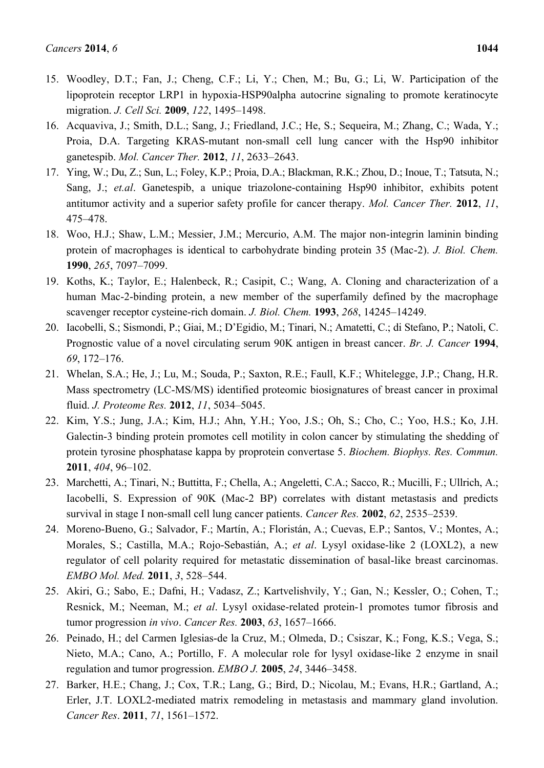15. Woodley, D.T.; Fan, J.; Cheng, C.F.; Li, Y.; Chen, M.; Bu, G.; Li, W. Participation of the lipoprotein receptor LRP1 in hypoxia-HSP90alpha autocrine signaling to promote keratinocyte migration. *J. Cell Sci.* **2009**, *122*, 1495–1498.
16. Acquaviva, J.; Smith, D.L.; Sang, J.; Friedland, J.C.; He, S.; Sequeira, M.; Zhang, C.; Wada, Y.; Proia, D.A. Targeting KRAS-mutant non-small cell lung cancer with the Hsp90 inhibitor ganetespib. *Mol. Cancer Ther.* **2012**, *11*, 2633–2643.
17. Ying, W.; Du, Z.; Sun, L.; Foley, K.P.; Proia, D.A.; Blackman, R.K.; Zhou, D.; Inoue, T.; Tatsuta, N.; Sang, J.; *et.al*. Ganetespib, a unique triazolone-containing Hsp90 inhibitor, exhibits potent antitumor activity and a superior safety profile for cancer therapy. *Mol. Cancer Ther.* **2012**, *11*, 475–478.
18. Woo, H.J.; Shaw, L.M.; Messier, J.M.; Mercurio, A.M. The major non-integrin laminin binding protein of macrophages is identical to carbohydrate binding protein 35 (Mac-2). *J. Biol. Chem.* **1990**, *265*, 7097–7099.
19. Koths, K.; Taylor, E.; Halenbeck, R.; Casipit, C.; Wang, A. Cloning and characterization of a human Mac-2-binding protein, a new member of the superfamily defined by the macrophage scavenger receptor cysteine-rich domain. *J. Biol. Chem.* **1993**, *268*, 14245–14249.
20. Iacobelli, S.; Sismondi, P.; Giai, M.; D'Egidio, M.; Tinari, N.; Amatetti, C.; di Stefano, P.; Natoli, C. Prognostic value of a novel circulating serum 90K antigen in breast cancer. *Br. J. Cancer* **1994**, *69*, 172–176.
21. Whelan, S.A.; He, J.; Lu, M.; Souda, P.; Saxton, R.E.; Faull, K.F.; Whitelegge, J.P.; Chang, H.R. Mass spectrometry (LC-MS/MS) identified proteomic biosignatures of breast cancer in proximal fluid. *J. Proteome Res.* **2012**, *11*, 5034–5045.
22. Kim, Y.S.; Jung, J.A.; Kim, H.J.; Ahn, Y.H.; Yoo, J.S.; Oh, S.; Cho, C.; Yoo, H.S.; Ko, J.H. Galectin-3 binding protein promotes cell motility in colon cancer by stimulating the shedding of protein tyrosine phosphatase kappa by proprotein convertase 5. *Biochem. Biophys. Res. Commun.* **2011**, *404*, 96–102.
23. Marchetti, A.; Tinari, N.; Buttitta, F.; Chella, A.; Angeletti, C.A.; Sacco, R.; Mucilli, F.; Ullrich, A.; Iacobelli, S. Expression of 90K (Mac-2 BP) correlates with distant metastasis and predicts survival in stage I non-small cell lung cancer patients. *Cancer Res.* **2002**, *62*, 2535–2539.
24. Moreno-Bueno, G.; Salvador, F.; Martín, A.; Floristán, A.; Cuevas, E.P.; Santos, V.; Montes, A.; Morales, S.; Castilla, M.A.; Rojo-Sebastián, A.; *et al*. Lysyl oxidase-like 2 (LOXL2), a new regulator of cell polarity required for metastatic dissemination of basal-like breast carcinomas. *EMBO Mol. Med.* **2011**, *3*, 528–544.
25. Akiri, G.; Sabo, E.; Dafni, H.; Vadasz, Z.; Kartvelishvily, Y.; Gan, N.; Kessler, O.; Cohen, T.; Resnick, M.; Neeman, M.; *et al*. Lysyl oxidase-related protein-1 promotes tumor fibrosis and tumor progression *in vivo*. *Cancer Res.* **2003**, *63*, 1657–1666.
26. Peinado, H.; del Carmen Iglesias-de la Cruz, M.; Olmeda, D.; Csiszar, K.; Fong, K.S.; Vega, S.; Nieto, M.A.; Cano, A.; Portillo, F. A molecular role for lysyl oxidase-like 2 enzyme in snail regulation and tumor progression. *EMBO J.* **2005**, *24*, 3446–3458.
27. Barker, H.E.; Chang, J.; Cox, T.R.; Lang, G.; Bird, D.; Nicolau, M.; Evans, H.R.; Gartland, A.; Erler, J.T. LOXL2-mediated matrix remodeling in metastasis and mammary gland involution. *Cancer Res*. **2011**, *71*, 1561–1572.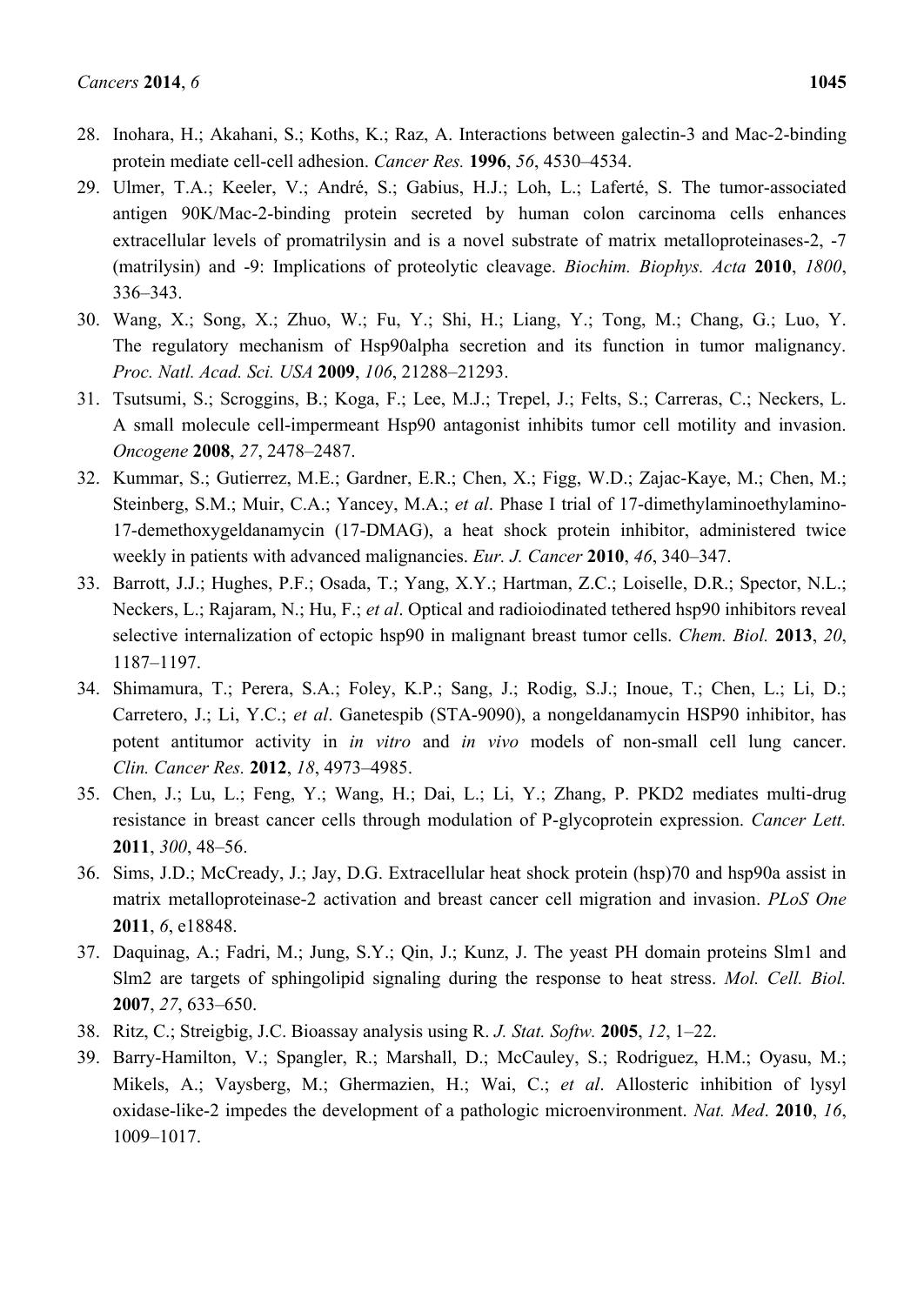28. Inohara, H.; Akahani, S.; Koths, K.; Raz, A. Interactions between galectin-3 and Mac-2-binding protein mediate cell-cell adhesion. *Cancer Res.* **1996**, *56*, 4530–4534.
29. Ulmer, T.A.; Keeler, V.; André, S.; Gabius, H.J.; Loh, L.; Laferté, S. The tumor-associated antigen 90K/Mac-2-binding protein secreted by human colon carcinoma cells enhances extracellular levels of promatrilysin and is a novel substrate of matrix metalloproteinases-2, -7 (matrilysin) and -9: Implications of proteolytic cleavage. *Biochim. Biophys. Acta* **2010**, *1800*, 336–343.
30. Wang, X.; Song, X.; Zhuo, W.; Fu, Y.; Shi, H.; Liang, Y.; Tong, M.; Chang, G.; Luo, Y. The regulatory mechanism of Hsp90alpha secretion and its function in tumor malignancy. *Proc. Natl. Acad. Sci. USA* **2009**, *106*, 21288–21293.
31. Tsutsumi, S.; Scroggins, B.; Koga, F.; Lee, M.J.; Trepel, J.; Felts, S.; Carreras, C.; Neckers, L. A small molecule cell-impermeant Hsp90 antagonist inhibits tumor cell motility and invasion. *Oncogene* **2008**, *27*, 2478–2487.
32. Kummar, S.; Gutierrez, M.E.; Gardner, E.R.; Chen, X.; Figg, W.D.; Zajac-Kaye, M.; Chen, M.; Steinberg, S.M.; Muir, C.A.; Yancey, M.A.; *et al*. Phase I trial of 17-dimethylaminoethylamino-17-demethoxygeldanamycin (17-DMAG), a heat shock protein inhibitor, administered twice weekly in patients with advanced malignancies. *Eur. J. Cancer* **2010**, *46*, 340–347.
33. Barrott, J.J.; Hughes, P.F.; Osada, T.; Yang, X.Y.; Hartman, Z.C.; Loiselle, D.R.; Spector, N.L.; Neckers, L.; Rajaram, N.; Hu, F.; *et al*. Optical and radioiodinated tethered hsp90 inhibitors reveal selective internalization of ectopic hsp90 in malignant breast tumor cells. *Chem. Biol.* **2013**, *20*, 1187–1197.
34. Shimamura, T.; Perera, S.A.; Foley, K.P.; Sang, J.; Rodig, S.J.; Inoue, T.; Chen, L.; Li, D.; Carretero, J.; Li, Y.C.; *et al*. Ganetespib (STA-9090), a nongeldanamycin HSP90 inhibitor, has potent antitumor activity in *in vitro* and *in vivo* models of non-small cell lung cancer. *Clin. Cancer Res.* **2012**, *18*, 4973–4985.
35. Chen, J.; Lu, L.; Feng, Y.; Wang, H.; Dai, L.; Li, Y.; Zhang, P. PKD2 mediates multi-drug resistance in breast cancer cells through modulation of P-glycoprotein expression. *Cancer Lett.* **2011**, *300*, 48–56.
36. Sims, J.D.; McCready, J.; Jay, D.G. Extracellular heat shock protein (hsp)70 and hsp90a assist in matrix metalloproteinase-2 activation and breast cancer cell migration and invasion. *PLoS One* **2011**, *6*, e18848.
37. Daquinag, A.; Fadri, M.; Jung, S.Y.; Qin, J.; Kunz, J. The yeast PH domain proteins Slm1 and Slm2 are targets of sphingolipid signaling during the response to heat stress. *Mol. Cell. Biol.* **2007**, *27*, 633–650.
38. Ritz, C.; Streigbig, J.C. Bioassay analysis using R. *J. Stat. Softw.* **2005**, *12*, 1–22.
39. Barry-Hamilton, V.; Spangler, R.; Marshall, D.; McCauley, S.; Rodriguez, H.M.; Oyasu, M.; Mikels, A.; Vaysberg, M.; Ghermazien, H.; Wai, C.; *et al*. Allosteric inhibition of lysyl oxidase-like-2 impedes the development of a pathologic microenvironment. *Nat. Med*. **2010**, *16*, 1009–1017.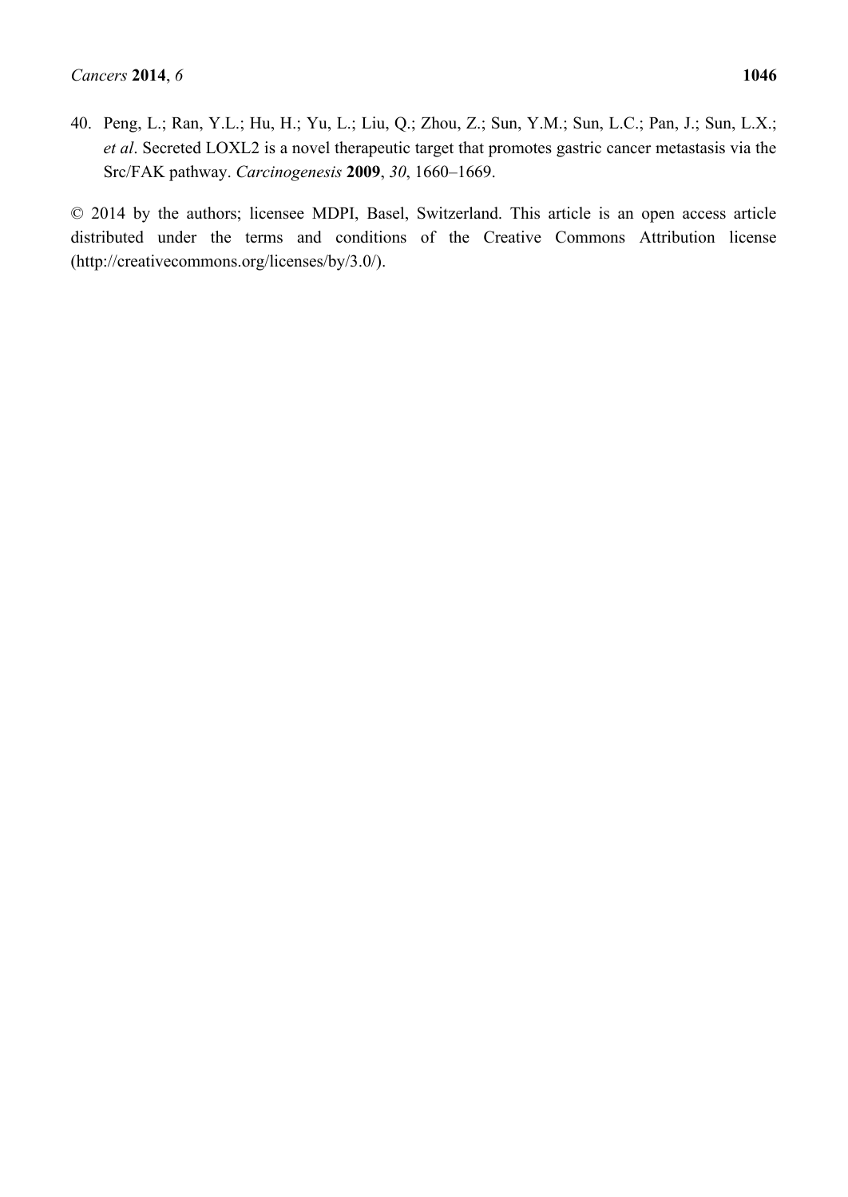40. Peng, L.; Ran, Y.L.; Hu, H.; Yu, L.; Liu, Q.; Zhou, Z.; Sun, Y.M.; Sun, L.C.; Pan, J.; Sun, L.X.; *et al*. Secreted LOXL2 is a novel therapeutic target that promotes gastric cancer metastasis via the Src/FAK pathway. *Carcinogenesis* **2009**, *30*, 1660–1669.

© 2014 by the authors; licensee MDPI, Basel, Switzerland. This article is an open access article distributed under the terms and conditions of the Creative Commons Attribution license (http://creativecommons.org/licenses/by/3.0/).